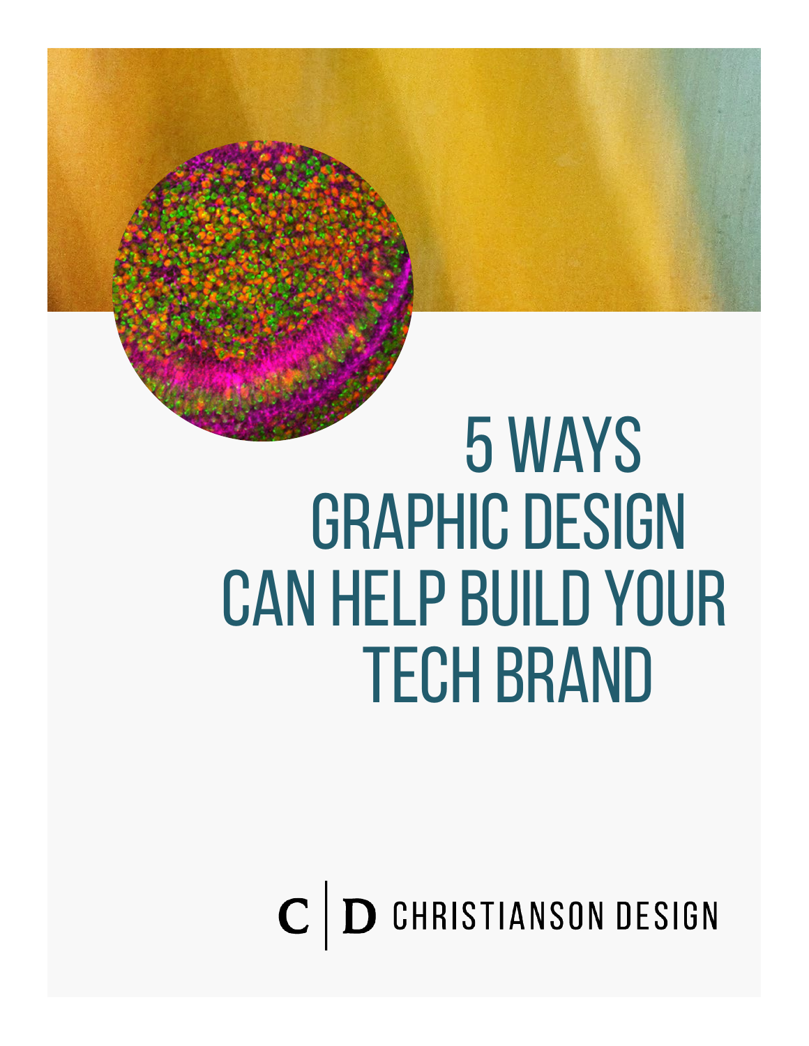# 5 WAYS GRAPHIC DESIGN CAN HELP BUILD YOUR TECH BRAND

C | D CHRISTIANSON DESIGN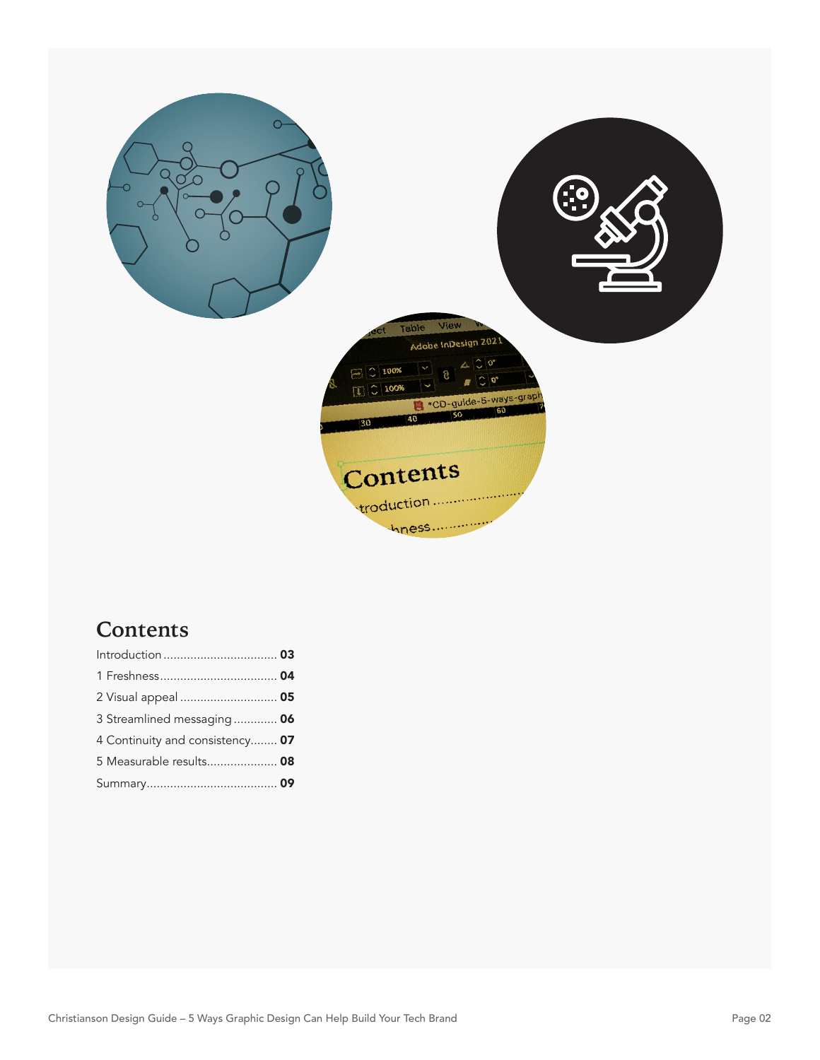## Contents

- Introduction .................................. **03**
- 1 Freshness.................................. **04**
- 2 Visual appeal ............................. **05**
- 3 Streamlined messaging ............. **06**
- 4 Continuity and consistency........ **07**
- 5 Measurable results..................... **08**
- Summary....................................... **09**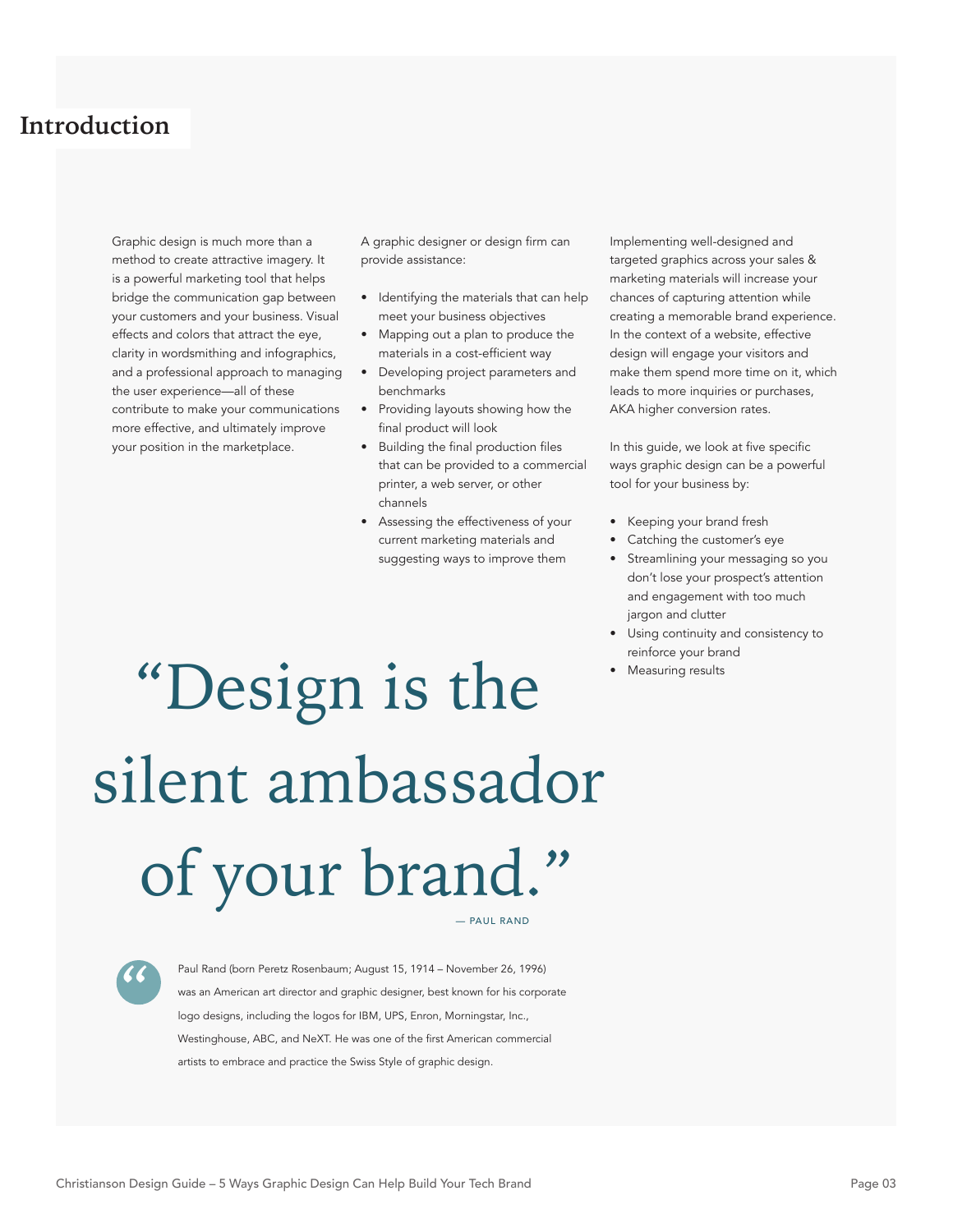# Introduction

Graphic design is much more than a method to create attractive imagery. It is a powerful marketing tool that helps bridge the communication gap between your customers and your business. Visual effects and colors that attract the eye, clarity in wordsmithing and infographics, and a professional approach to managing the user experience—all of these contribute to make your communications more effective, and ultimately improve your position in the marketplace.

A graphic designer or design firm can provide assistance:

- Identifying the materials that can help meet your business objectives
- Mapping out a plan to produce the materials in a cost-efficient way
- Developing project parameters and benchmarks
- Providing layouts showing how the final product will look
- Building the final production files that can be provided to a commercial printer, a web server, or other channels
- Assessing the effectiveness of your current marketing materials and suggesting ways to improve them

Implementing well-designed and targeted graphics across your sales & marketing materials will increase your chances of capturing attention while creating a memorable brand experience. In the context of a website, effective design will engage your visitors and make them spend more time on it, which leads to more inquiries or purchases, AKA higher conversion rates.

In this guide, we look at five specific ways graphic design can be a powerful tool for your business by:

- Keeping your brand fresh
- Catching the customer's eye
- Streamlining your messaging so you don't lose your prospect's attention and engagement with too much jargon and clutter
- Using continuity and consistency to reinforce your brand
- Measuring results

> "Design is the silent ambassador of your brand."
>
> — PAUL RAND

Paul Rand (born Peretz Rosenbaum; August 15, 1914 – November 26, 1996) was an American art director and graphic designer, best known for his corporate logo designs, including the logos for IBM, UPS, Enron, Morningstar, Inc., Westinghouse, ABC, and NeXT. He was one of the first American commercial artists to embrace and practice the Swiss Style of graphic design.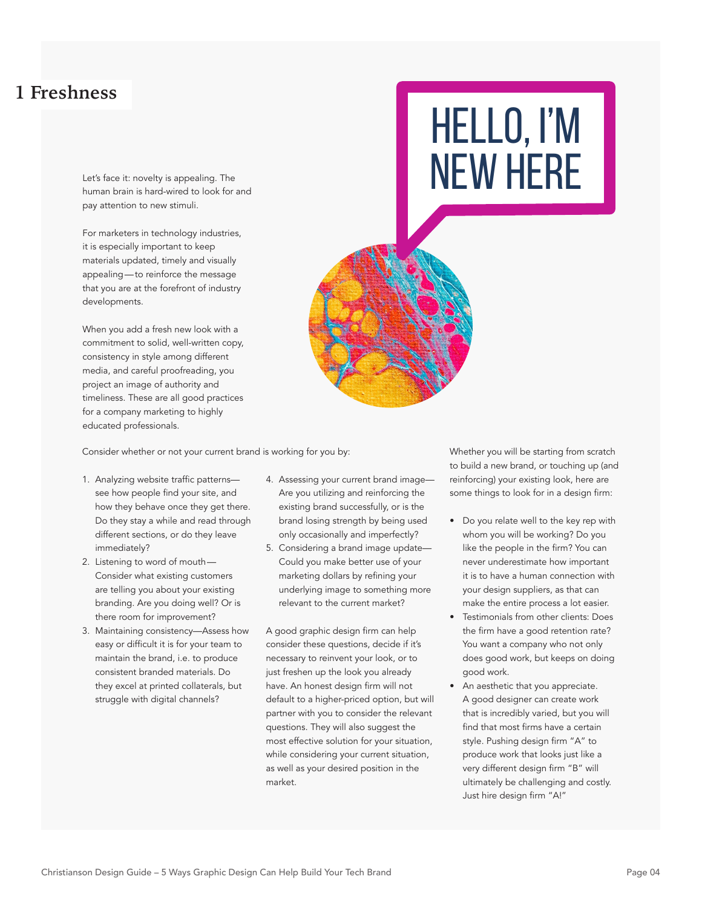## 1 Freshness

HELLO, I'M NEW HERE

Let's face it: novelty is appealing. The human brain is hard-wired to look for and pay attention to new stimuli.

For marketers in technology industries, it is especially important to keep materials updated, timely and visually appealing—to reinforce the message that you are at the forefront of industry developments.

When you add a fresh new look with a commitment to solid, well-written copy, consistency in style among different media, and careful proofreading, you project an image of authority and timeliness. These are all good practices for a company marketing to highly educated professionals.

Consider whether or not your current brand is working for you by:

1. Analyzing website traffic patterns—see how people find your site, and how they behave once they get there. Do they stay a while and read through different sections, or do they leave immediately?
2. Listening to word of mouth—Consider what existing customers are telling you about your existing branding. Are you doing well? Or is there room for improvement?
3. Maintaining consistency—Assess how easy or difficult it is for your team to maintain the brand, i.e. to produce consistent branded materials. Do they excel at printed collaterals, but struggle with digital channels?
4. Assessing your current brand image—Are you utilizing and reinforcing the existing brand successfully, or is the brand losing strength by being used only occasionally and imperfectly?
5. Considering a brand image update—Could you make better use of your marketing dollars by refining your underlying image to something more relevant to the current market?

A good graphic design firm can help consider these questions, decide if it's necessary to reinvent your look, or to just freshen up the look you already have. An honest design firm will not default to a higher-priced option, but will partner with you to consider the relevant questions. They will also suggest the most effective solution for your situation, while considering your current situation, as well as your desired position in the market.

Whether you will be starting from scratch to build a new brand, or touching up (and reinforcing) your existing look, here are some things to look for in a design firm:

- Do you relate well to the key rep with whom you will be working? Do you like the people in the firm? You can never underestimate how important it is to have a human connection with your design suppliers, as that can make the entire process a lot easier.
- Testimonials from other clients: Does the firm have a good retention rate? You want a company who not only does good work, but keeps on doing good work.
- An aesthetic that you appreciate. A good designer can create work that is incredibly varied, but you will find that most firms have a certain style. Pushing design firm "A" to produce work that looks just like a very different design firm "B" will ultimately be challenging and costly. Just hire design firm "A!"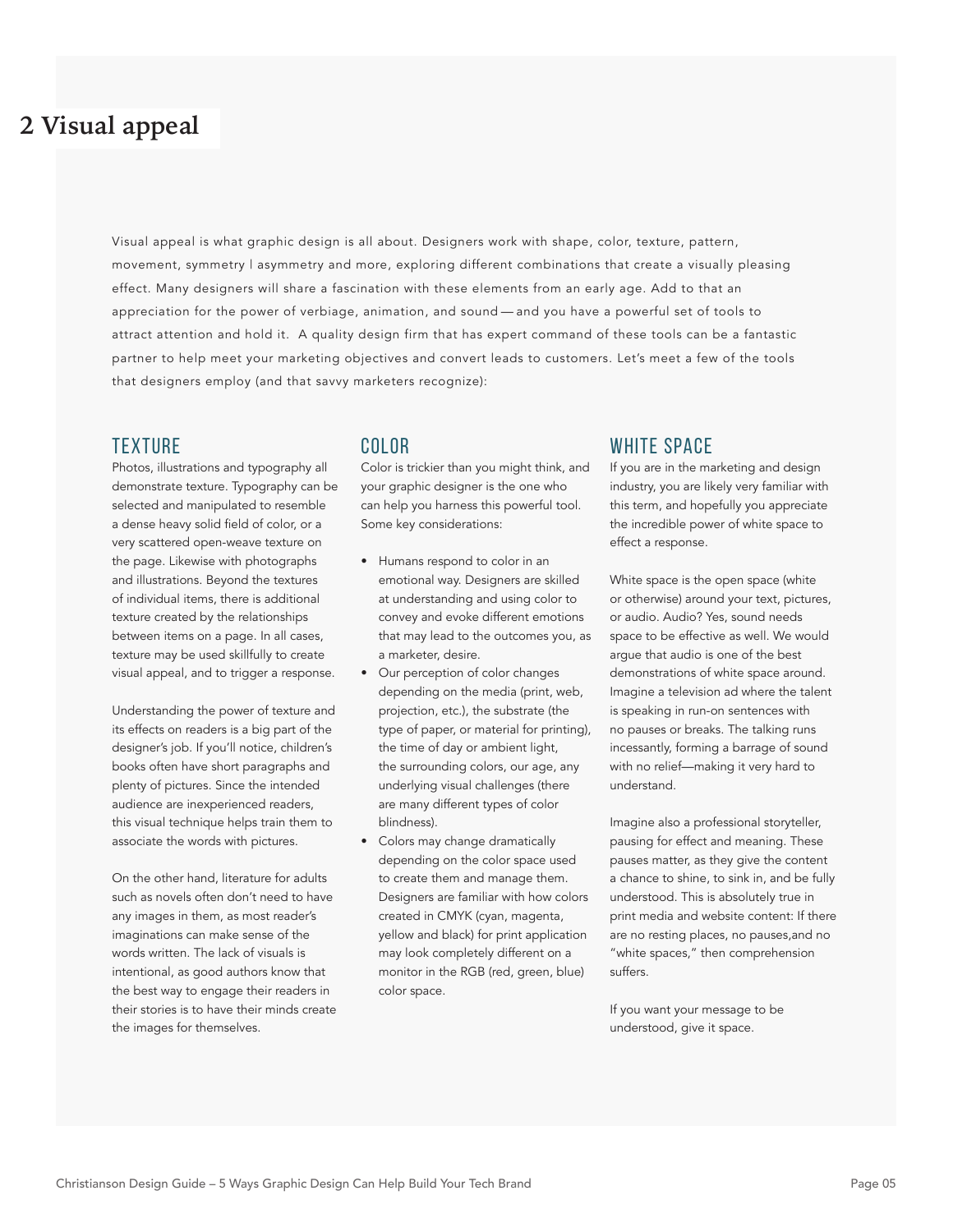# 2 Visual appeal

Visual appeal is what graphic design is all about. Designers work with shape, color, texture, pattern, movement, symmetry | asymmetry and more, exploring different combinations that create a visually pleasing effect. Many designers will share a fascination with these elements from an early age. Add to that an appreciation for the power of verbiage, animation, and sound — and you have a powerful set of tools to attract attention and hold it. A quality design firm that has expert command of these tools can be a fantastic partner to help meet your marketing objectives and convert leads to customers. Let's meet a few of the tools that designers employ (and that savvy marketers recognize):

## TEXTURE

Photos, illustrations and typography all demonstrate texture. Typography can be selected and manipulated to resemble a dense heavy solid field of color, or a very scattered open-weave texture on the page. Likewise with photographs and illustrations. Beyond the textures of individual items, there is additional texture created by the relationships between items on a page. In all cases, texture may be used skillfully to create visual appeal, and to trigger a response.

Understanding the power of texture and its effects on readers is a big part of the designer's job. If you'll notice, children's books often have short paragraphs and plenty of pictures. Since the intended audience are inexperienced readers, this visual technique helps train them to associate the words with pictures.

On the other hand, literature for adults such as novels often don't need to have any images in them, as most reader's imaginations can make sense of the words written. The lack of visuals is intentional, as good authors know that the best way to engage their readers in their stories is to have their minds create the images for themselves.

## COLOR

Color is trickier than you might think, and your graphic designer is the one who can help you harness this powerful tool. Some key considerations:

- Humans respond to color in an emotional way. Designers are skilled at understanding and using color to convey and evoke different emotions that may lead to the outcomes you, as a marketer, desire.
- Our perception of color changes depending on the media (print, web, projection, etc.), the substrate (the type of paper, or material for printing), the time of day or ambient light, the surrounding colors, our age, any underlying visual challenges (there are many different types of color blindness).
- Colors may change dramatically depending on the color space used to create them and manage them. Designers are familiar with how colors created in CMYK (cyan, magenta, yellow and black) for print application may look completely different on a monitor in the RGB (red, green, blue) color space.

## WHITE SPACE

If you are in the marketing and design industry, you are likely very familiar with this term, and hopefully you appreciate the incredible power of white space to effect a response.

White space is the open space (white or otherwise) around your text, pictures, or audio. Audio? Yes, sound needs space to be effective as well. We would argue that audio is one of the best demonstrations of white space around. Imagine a television ad where the talent is speaking in run-on sentences with no pauses or breaks. The talking runs incessantly, forming a barrage of sound with no relief—making it very hard to understand.

Imagine also a professional storyteller, pausing for effect and meaning. These pauses matter, as they give the content a chance to shine, to sink in, and be fully understood. This is absolutely true in print media and website content: If there are no resting places, no pauses,and no "white spaces," then comprehension suffers.

If you want your message to be understood, give it space.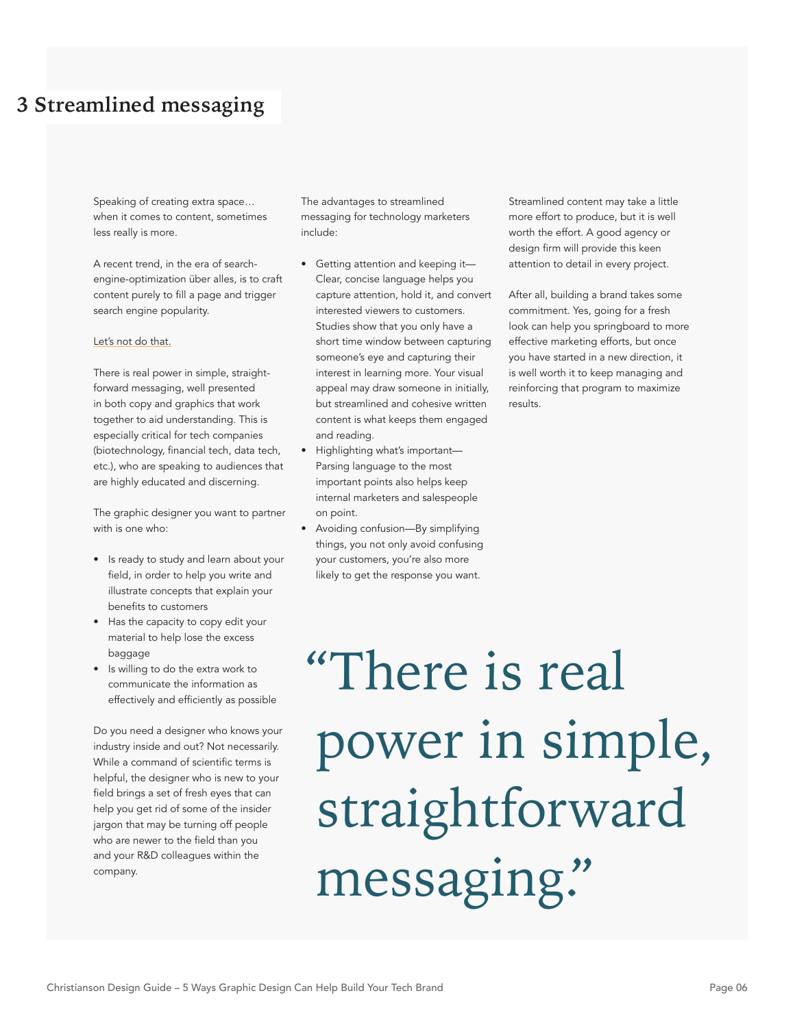## 3 Streamlined messaging

Speaking of creating extra space… when it comes to content, sometimes less really is more.

A recent trend, in the era of search-engine-optimization über alles, is to craft content purely to fill a page and trigger search engine popularity.

Let's not do that.

There is real power in simple, straight-forward messaging, well presented in both copy and graphics that work together to aid understanding. This is especially critical for tech companies (biotechnology, financial tech, data tech, etc.), who are speaking to audiences that are highly educated and discerning.

The graphic designer you want to partner with is one who:

- Is ready to study and learn about your field, in order to help you write and illustrate concepts that explain your benefits to customers
- Has the capacity to copy edit your material to help lose the excess baggage
- Is willing to do the extra work to communicate the information as effectively and efficiently as possible

Do you need a designer who knows your industry inside and out? Not necessarily. While a command of scientific terms is helpful, the designer who is new to your field brings a set of fresh eyes that can help you get rid of some of the insider jargon that may be turning off people who are newer to the field than you and your R&D colleagues within the company.

The advantages to streamlined messaging for technology marketers include:

- Getting attention and keeping it—Clear, concise language helps you capture attention, hold it, and convert interested viewers to customers. Studies show that you only have a short time window between capturing someone's eye and capturing their interest in learning more. Your visual appeal may draw someone in initially, but streamlined and cohesive written content is what keeps them engaged and reading.
- Highlighting what's important—Parsing language to the most important points also helps keep internal marketers and salespeople on point.
- Avoiding confusion—By simplifying things, you not only avoid confusing your customers, you're also more likely to get the response you want.

Streamlined content may take a little more effort to produce, but it is well worth the effort. A good agency or design firm will provide this keen attention to detail in every project.

After all, building a brand takes some commitment. Yes, going for a fresh look can help you springboard to more effective marketing efforts, but once you have started in a new direction, it is well worth it to keep managing and reinforcing that program to maximize results.

> "There is real power in simple, straightforward messaging."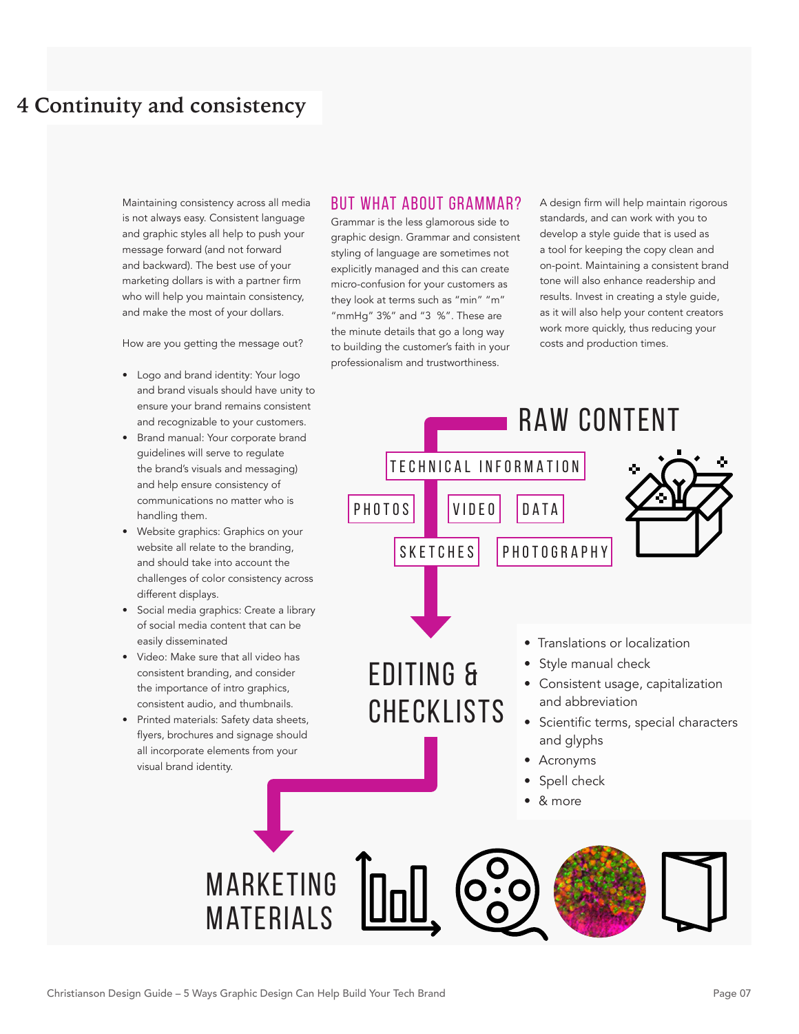# 4 Continuity and consistency

Maintaining consistency across all media is not always easy. Consistent language and graphic styles all help to push your message forward (and not forward and backward). The best use of your marketing dollars is with a partner firm who will help you maintain consistency, and make the most of your dollars.

How are you getting the message out?

- Logo and brand identity: Your logo and brand visuals should have unity to ensure your brand remains consistent and recognizable to your customers.
- Brand manual: Your corporate brand guidelines will serve to regulate the brand's visuals and messaging) and help ensure consistency of communications no matter who is handling them.
- Website graphics: Graphics on your website all relate to the branding, and should take into account the challenges of color consistency across different displays.
- Social media graphics: Create a library of social media content that can be easily disseminated
- Video: Make sure that all video has consistent branding, and consider the importance of intro graphics, consistent audio, and thumbnails.
- Printed materials: Safety data sheets, flyers, brochures and signage should all incorporate elements from your visual brand identity.

## BUT WHAT ABOUT GRAMMAR?

Grammar is the less glamorous side to graphic design. Grammar and consistent styling of language are sometimes not explicitly managed and this can create micro-confusion for your customers as they look at terms such as "min" "m" "mmHg" 3%" and "3 %". These are the minute details that go a long way to building the customer's faith in your professionalism and trustworthiness.

A design firm will help maintain rigorous standards, and can work with you to develop a style guide that is used as a tool for keeping the copy clean and on-point. Maintaining a consistent brand tone will also enhance readership and results. Invest in creating a style guide, as it will also help your content creators work more quickly, thus reducing your costs and production times.

RAW CONTENT

TECHNICAL INFORMATION

PHOTOS VIDEO DATA

SKETCHES PHOTOGRAPHY

EDITING & CHECKLISTS

- Translations or localization
- Style manual check
- Consistent usage, capitalization and abbreviation
- Scientific terms, special characters and glyphs
- Acronyms
- Spell check
- & more

MARKETING MATERIALS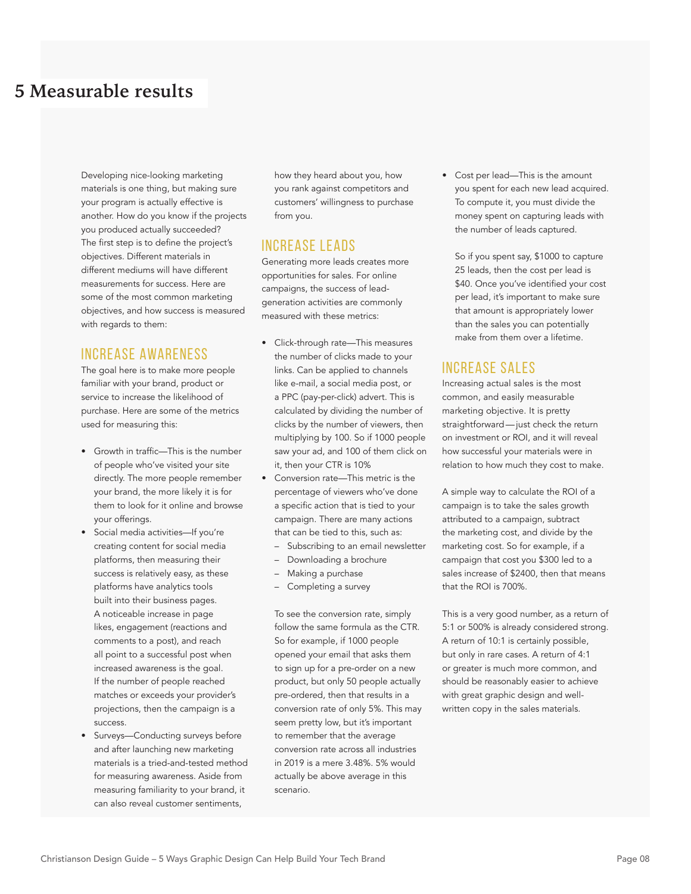# 5 Measurable results

Developing nice-looking marketing materials is one thing, but making sure your program is actually effective is another. How do you know if the projects you produced actually succeeded? The first step is to define the project's objectives. Different materials in different mediums will have different measurements for success. Here are some of the most common marketing objectives, and how success is measured with regards to them:

## INCREASE AWARENESS

The goal here is to make more people familiar with your brand, product or service to increase the likelihood of purchase. Here are some of the metrics used for measuring this:

- Growth in traffic—This is the number of people who've visited your site directly. The more people remember your brand, the more likely it is for them to look for it online and browse your offerings.
- Social media activities—If you're creating content for social media platforms, then measuring their success is relatively easy, as these platforms have analytics tools built into their business pages. A noticeable increase in page likes, engagement (reactions and comments to a post), and reach all point to a successful post when increased awareness is the goal. If the number of people reached matches or exceeds your provider's projections, then the campaign is a success.
- Surveys—Conducting surveys before and after launching new marketing materials is a tried-and-tested method for measuring awareness. Aside from measuring familiarity to your brand, it can also reveal customer sentiments, how they heard about you, how you rank against competitors and customers' willingness to purchase from you.

## INCREASE LEADS

Generating more leads creates more opportunities for sales. For online campaigns, the success of lead-generation activities are commonly measured with these metrics:

- Click-through rate—This measures the number of clicks made to your links. Can be applied to channels like e-mail, a social media post, or a PPC (pay-per-click) advert. This is calculated by dividing the number of clicks by the number of viewers, then multiplying by 100. So if 1000 people saw your ad, and 100 of them click on it, then your CTR is 10%
- Conversion rate—This metric is the percentage of viewers who've done a specific action that is tied to your campaign. There are many actions that can be tied to this, such as:
  - Subscribing to an email newsletter
  - Downloading a brochure
  - Making a purchase
  - Completing a survey

  To see the conversion rate, simply follow the same formula as the CTR. So for example, if 1000 people opened your email that asks them to sign up for a pre-order on a new product, but only 50 people actually pre-ordered, then that results in a conversion rate of only 5%. This may seem pretty low, but it's important to remember that the average conversion rate across all industries in 2019 is a mere 3.48%. 5% would actually be above average in this scenario.
- Cost per lead—This is the amount you spent for each new lead acquired. To compute it, you must divide the money spent on capturing leads with the number of leads captured.

  So if you spent say, $1000 to capture 25 leads, then the cost per lead is $40. Once you've identified your cost per lead, it's important to make sure that amount is appropriately lower than the sales you can potentially make from them over a lifetime.

## INCREASE SALES

Increasing actual sales is the most common, and easily measurable marketing objective. It is pretty straightforward—just check the return on investment or ROI, and it will reveal how successful your materials were in relation to how much they cost to make.

A simple way to calculate the ROI of a campaign is to take the sales growth attributed to a campaign, subtract the marketing cost, and divide by the marketing cost. So for example, if a campaign that cost you $300 led to a sales increase of $2400, then that means that the ROI is 700%.

This is a very good number, as a return of 5:1 or 500% is already considered strong. A return of 10:1 is certainly possible, but only in rare cases. A return of 4:1 or greater is much more common, and should be reasonably easier to achieve with great graphic design and well-written copy in the sales materials.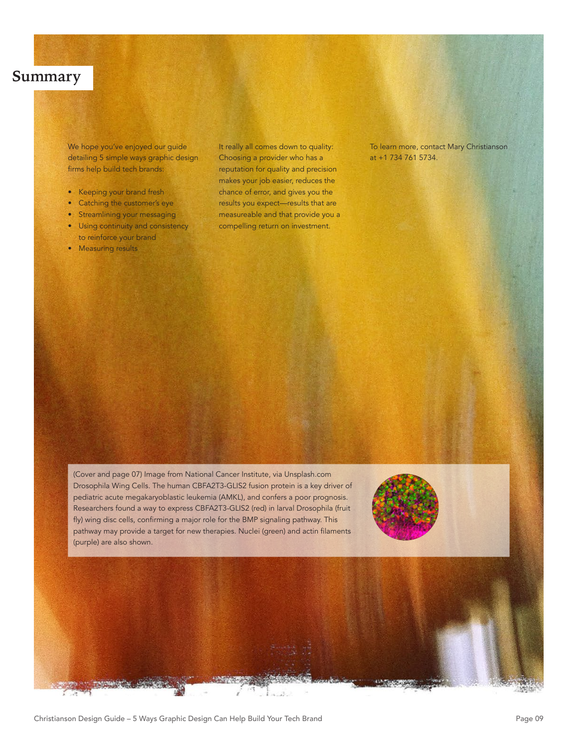# Summary

We hope you've enjoyed our guide detailing 5 simple ways graphic design firms help build tech brands:

- Keeping your brand fresh
- Catching the customer's eye
- Streamlining your messaging
- Using continuity and consistency to reinforce your brand
- Measuring results

It really all comes down to quality: Choosing a provider who has a reputation for quality and precision makes your job easier, reduces the chance of error, and gives you the results you expect—results that are measureable and that provide you a compelling return on investment.

To learn more, contact Mary Christianson at +1 734 761 5734.

(Cover and page 07) Image from National Cancer Institute, via Unsplash.com Drosophila Wing Cells. The human CBFA2T3-GLIS2 fusion protein is a key driver of pediatric acute megakaryoblastic leukemia (AMKL), and confers a poor prognosis. Researchers found a way to express CBFA2T3-GLIS2 (red) in larval Drosophila (fruit fly) wing disc cells, confirming a major role for the BMP signaling pathway. This pathway may provide a target for new therapies. Nuclei (green) and actin filaments (purple) are also shown.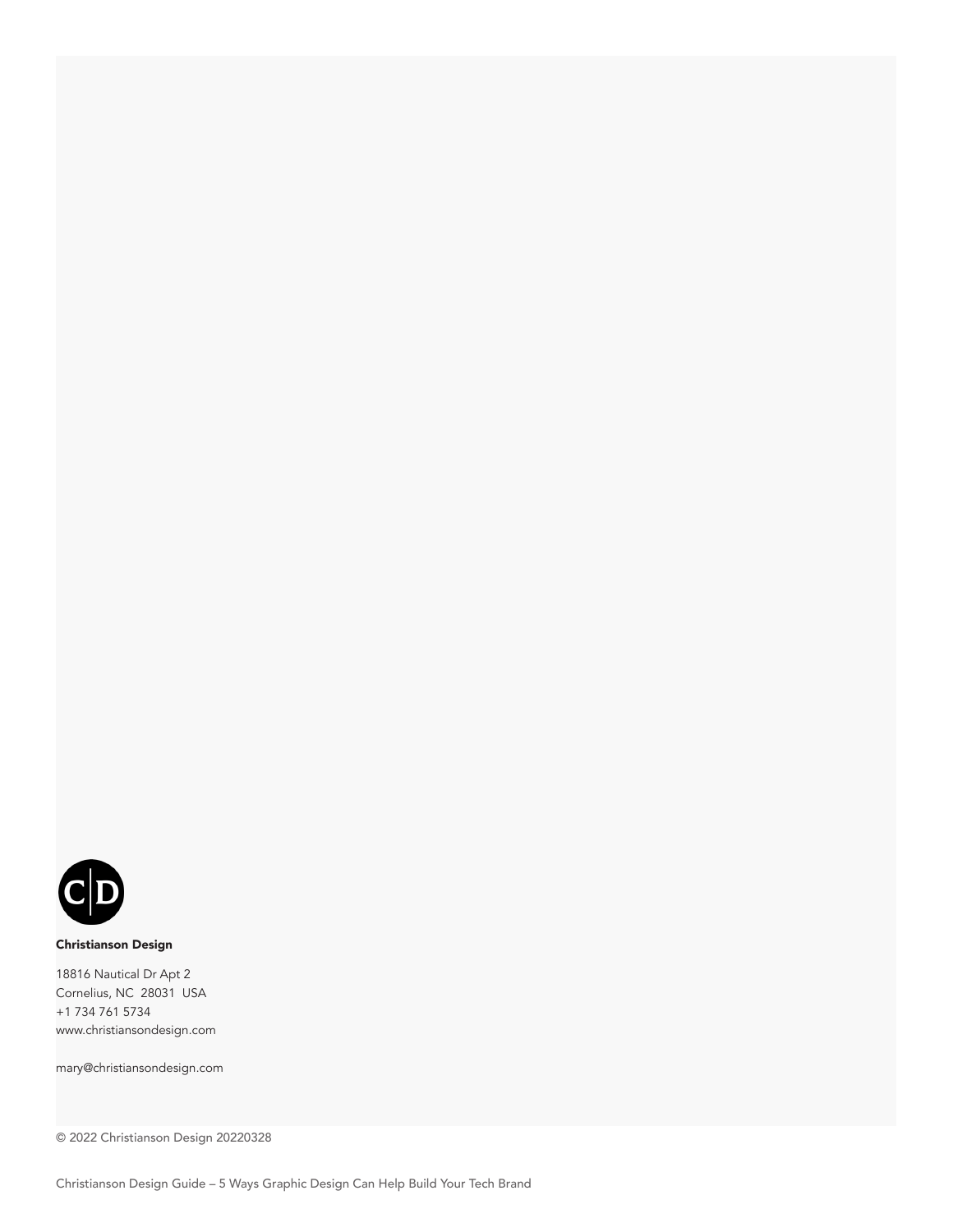**Christianson Design**

18816 Nautical Dr Apt 2
Cornelius, NC 28031 USA
+1 734 761 5734
www.christiansondesign.com

mary@christiansondesign.com

© 2022 Christianson Design 20220328